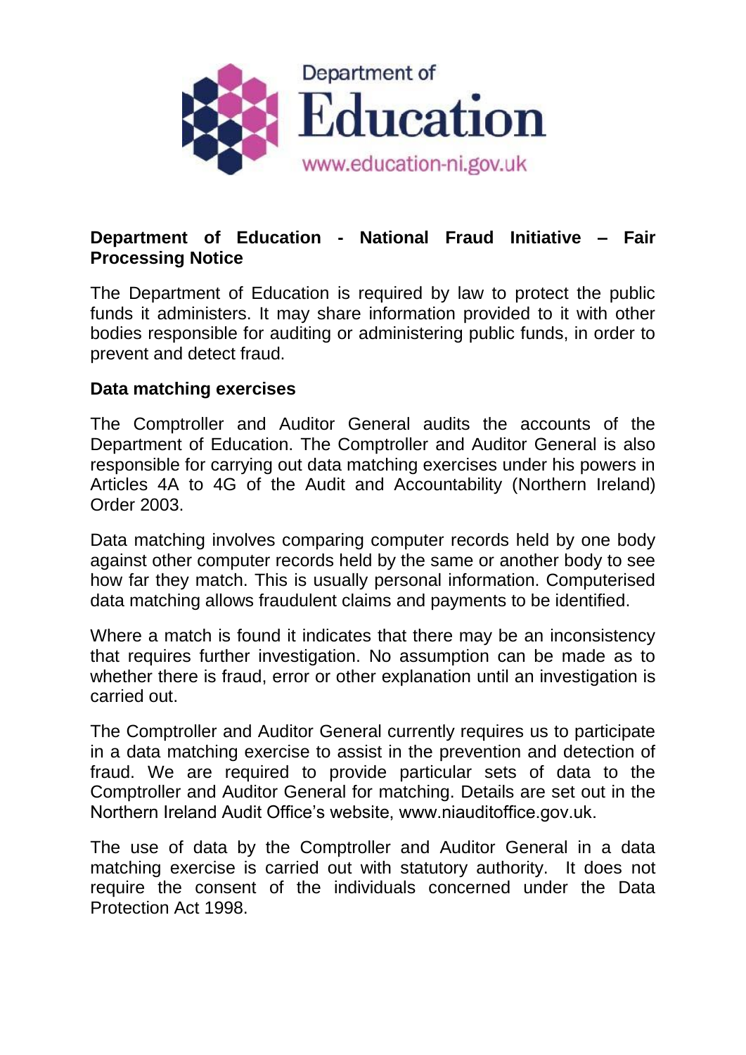Department of Education

www.education-ni.gov.uk

## Department of Education - National Fraud Initiative – Fair Processing Notice

The Department of Education is required by law to protect the public funds it administers. It may share information provided to it with other bodies responsible for auditing or administering public funds, in order to prevent and detect fraud.

### Data matching exercises

The Comptroller and Auditor General audits the accounts of the Department of Education. The Comptroller and Auditor General is also responsible for carrying out data matching exercises under his powers in Articles 4A to 4G of the Audit and Accountability (Northern Ireland) Order 2003.

Data matching involves comparing computer records held by one body against other computer records held by the same or another body to see how far they match. This is usually personal information. Computerised data matching allows fraudulent claims and payments to be identified.

Where a match is found it indicates that there may be an inconsistency that requires further investigation. No assumption can be made as to whether there is fraud, error or other explanation until an investigation is carried out.

The Comptroller and Auditor General currently requires us to participate in a data matching exercise to assist in the prevention and detection of fraud. We are required to provide particular sets of data to the Comptroller and Auditor General for matching. Details are set out in the Northern Ireland Audit Office's website, www.niauditoffice.gov.uk.

The use of data by the Comptroller and Auditor General in a data matching exercise is carried out with statutory authority. It does not require the consent of the individuals concerned under the Data Protection Act 1998.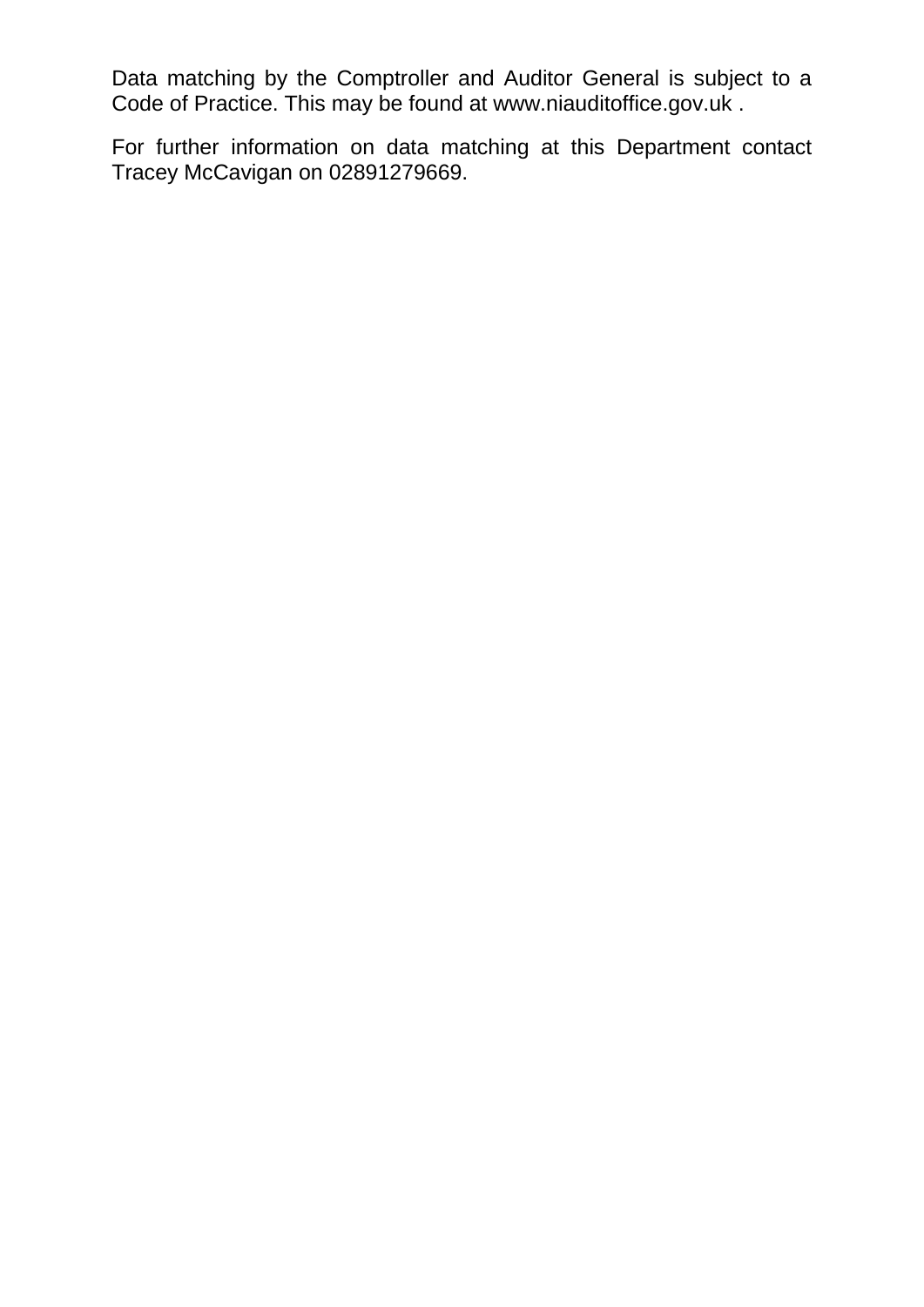Data matching by the Comptroller and Auditor General is subject to a Code of Practice. This may be found at www.niauditoffice.gov.uk .

For further information on data matching at this Department contact Tracey McCavigan on 02891279669.